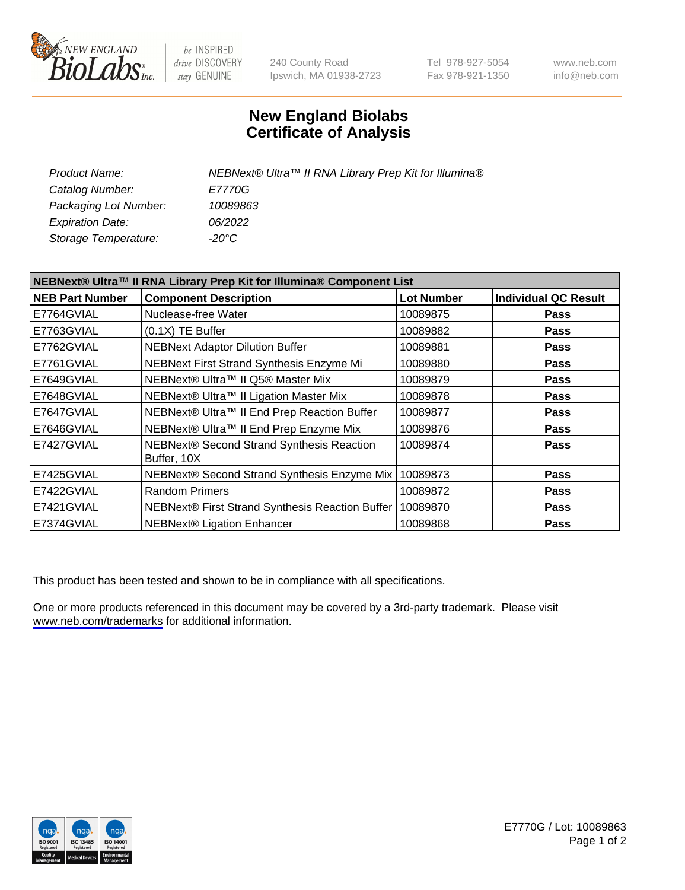NEW ENGLAND BioLabs Inc. — be INSPIRED drive DISCOVERY stay GENUINE

240 County Road
Ipswich, MA 01938-2723

Tel 978-927-5054
Fax 978-921-1350

www.neb.com
info@neb.com

# New England Biolabs
# Certificate of Analysis

| | |
|---|---|
| *Product Name:* | *NEBNext® Ultra™ II RNA Library Prep Kit for Illumina®* |
| *Catalog Number:* | *E7770G* |
| *Packaging Lot Number:* | *10089863* |
| *Expiration Date:* | *06/2022* |
| *Storage Temperature:* | *-20°C* |

| NEBNext® Ultra™ II RNA Library Prep Kit for Illumina® Component List | | | |
|---|---|---|---|
| **NEB Part Number** | **Component Description** | **Lot Number** | **Individual QC Result** |
| E7764GVIAL | Nuclease-free Water | 10089875 | **Pass** |
| E7763GVIAL | (0.1X) TE Buffer | 10089882 | **Pass** |
| E7762GVIAL | NEBNext Adaptor Dilution Buffer | 10089881 | **Pass** |
| E7761GVIAL | NEBNext First Strand Synthesis Enzyme Mi | 10089880 | **Pass** |
| E7649GVIAL | NEBNext® Ultra™ II Q5® Master Mix | 10089879 | **Pass** |
| E7648GVIAL | NEBNext® Ultra™ II Ligation Master Mix | 10089878 | **Pass** |
| E7647GVIAL | NEBNext® Ultra™ II End Prep Reaction Buffer | 10089877 | **Pass** |
| E7646GVIAL | NEBNext® Ultra™ II End Prep Enzyme Mix | 10089876 | **Pass** |
| E7427GVIAL | NEBNext® Second Strand Synthesis Reaction Buffer, 10X | 10089874 | **Pass** |
| E7425GVIAL | NEBNext® Second Strand Synthesis Enzyme Mix | 10089873 | **Pass** |
| E7422GVIAL | Random Primers | 10089872 | **Pass** |
| E7421GVIAL | NEBNext® First Strand Synthesis Reaction Buffer | 10089870 | **Pass** |
| E7374GVIAL | NEBNext® Ligation Enhancer | 10089868 | **Pass** |

This product has been tested and shown to be in compliance with all specifications.

One or more products referenced in this document may be covered by a 3rd-party trademark. Please visit www.neb.com/trademarks for additional information.

E7770G / Lot: 10089863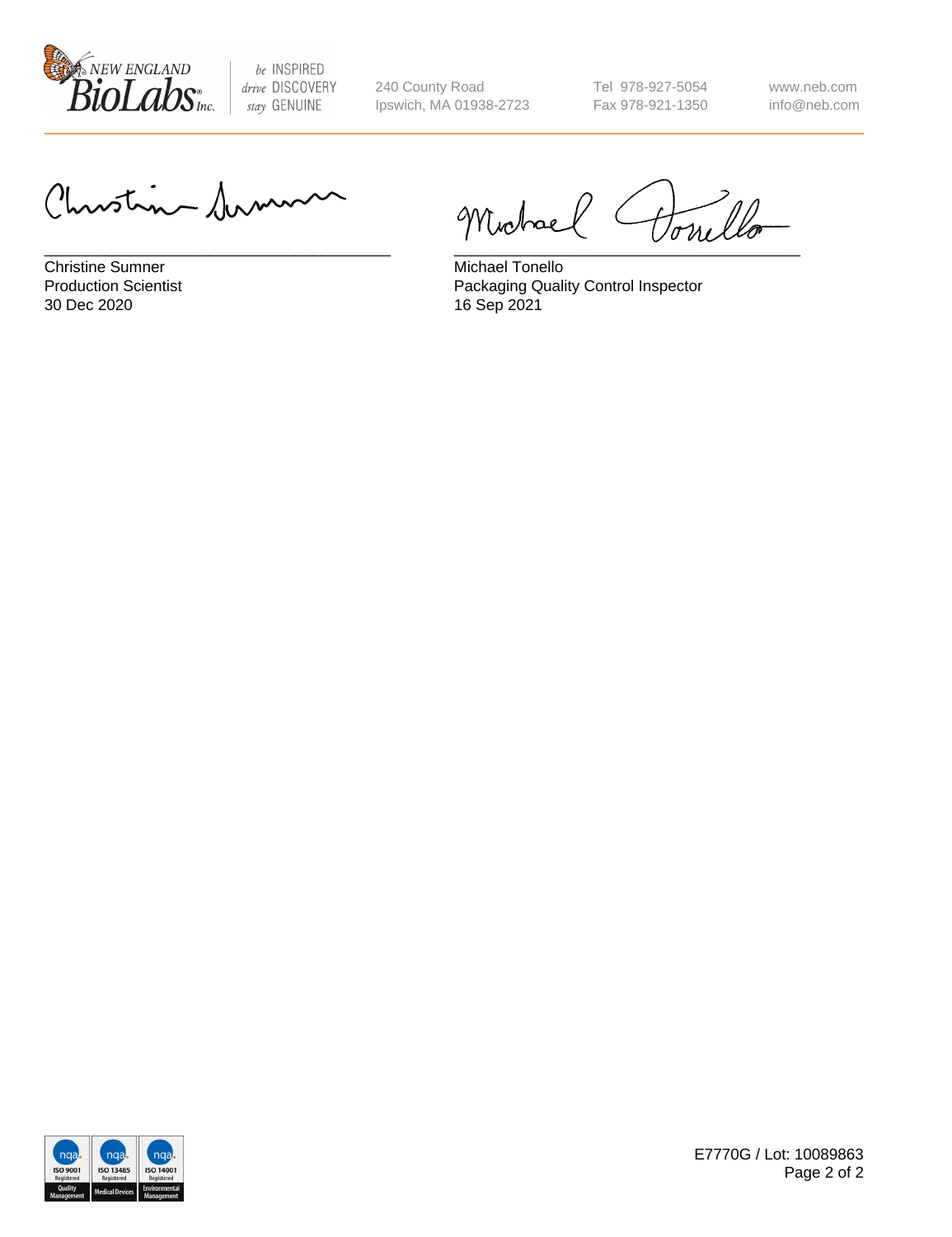Christine Sumner
Production Scientist
30 Dec 2020

Michael Tonello
Packaging Quality Control Inspector
16 Sep 2021

E7770G / Lot: 10089863